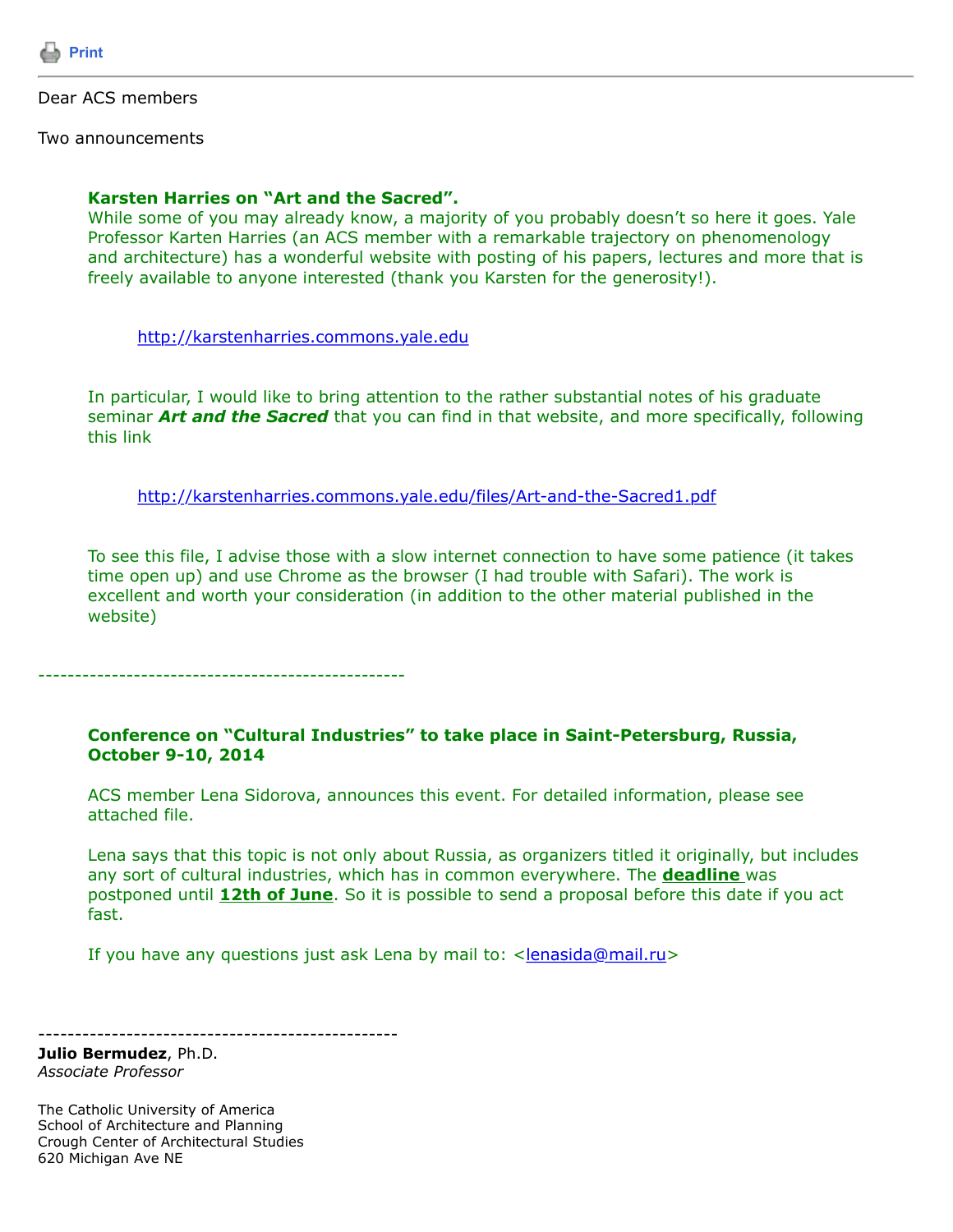Print

---

Dear ACS members

Two announcements

**Karsten Harries on "Art and the Sacred".**
While some of you may already know, a majority of you probably doesn't so here it goes. Yale Professor Karten Harries (an ACS member with a remarkable trajectory on phenomenology and architecture) has a wonderful website with posting of his papers, lectures and more that is freely available to anyone interested (thank you Karsten for the generosity!).

> http://karstenharries.commons.yale.edu

In particular, I would like to bring attention to the rather substantial notes of his graduate seminar ***Art and the Sacred*** that you can find in that website, and more specifically, following this link

> http://karstenharries.commons.yale.edu/files/Art-and-the-Sacred1.pdf

To see this file, I advise those with a slow internet connection to have some patience (it takes time open up) and use Chrome as the browser (I had trouble with Safari). The work is excellent and worth your consideration (in addition to the other material published in the website)

---------------------------------------------------

**Conference on "Cultural Industries" to take place in Saint-Petersburg, Russia, October 9-10, 2014**

ACS member Lena Sidorova, announces this event. For detailed information, please see attached file.

Lena says that this topic is not only about Russia, as organizers titled it originally, but includes any sort of cultural industries, which has in common everywhere. The **deadline** was postponed until **12th of June**. So it is possible to send a proposal before this date if you act fast.

If you have any questions just ask Lena by mail to: <lenasida@mail.ru>

--------------------------------------------------

**Julio Bermudez**, Ph.D.
*Associate Professor*

The Catholic University of America
School of Architecture and Planning
Crough Center of Architectural Studies
620 Michigan Ave NE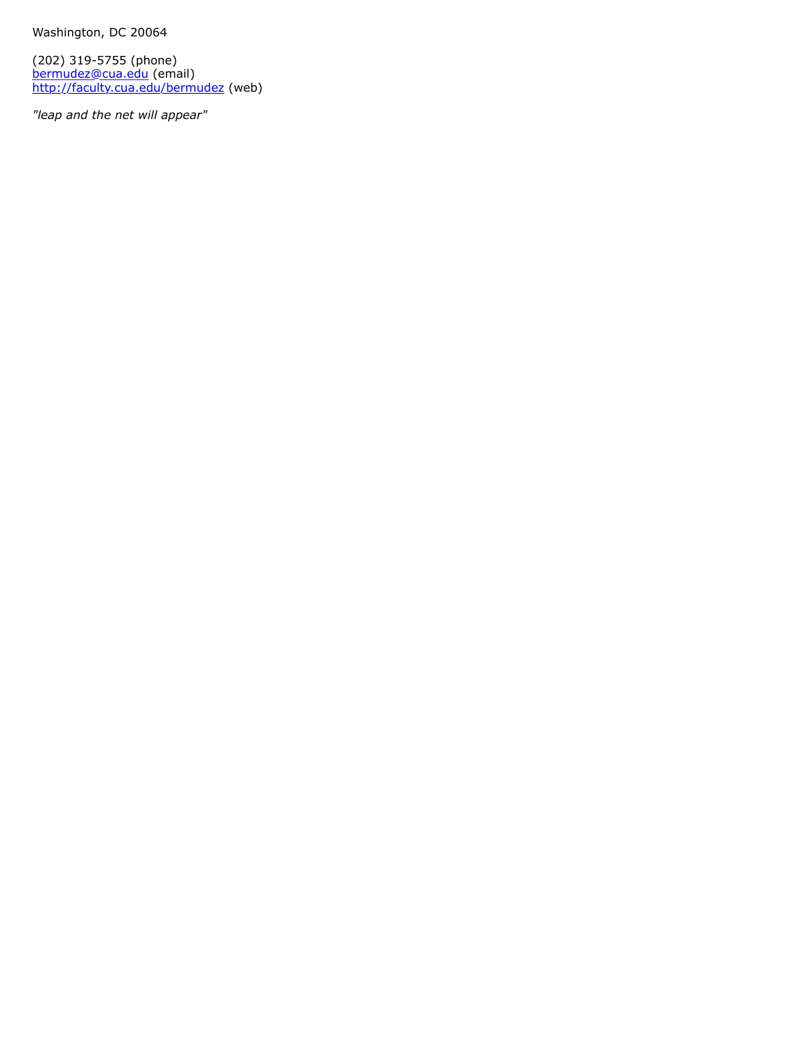Washington, DC 20064

(202) 319-5755 (phone)
[bermudez@cua.edu](mailto:bermudez@cua.edu) (email)
[http://faculty.cua.edu/bermudez](http://faculty.cua.edu/bermudez) (web)

*"leap and the net will appear"*